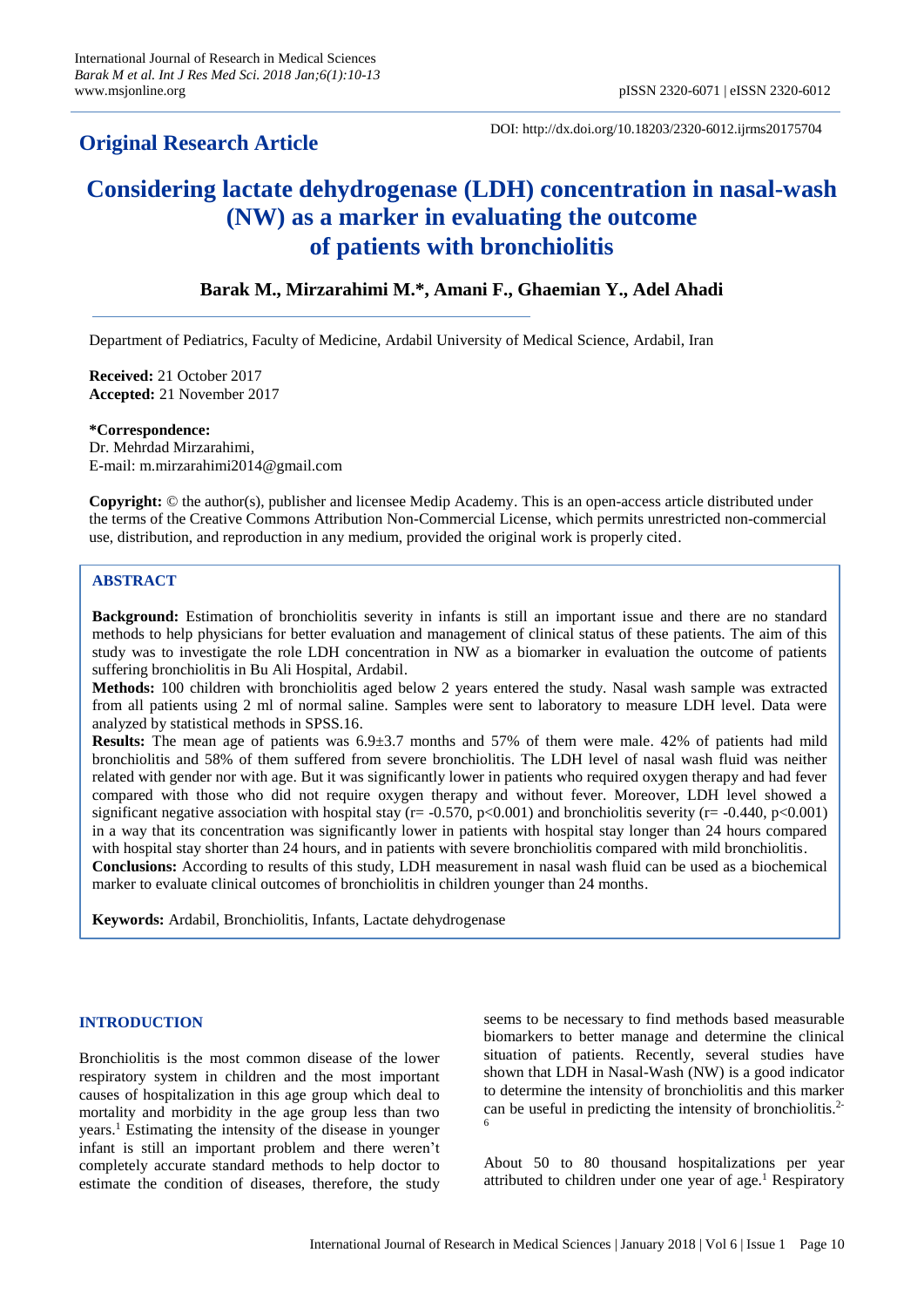**Original Research Article**

DOI: http://dx.doi.org/10.18203/2320-6012.ijrms20175704

# Considering lactate dehydrogenase (LDH) concentration in nasal-wash (NW) as a marker in evaluating the outcome of patients with bronchiolitis

**Barak M., Mirzarahimi M.\*, Amani F., Ghaemian Y., Adel Ahadi**

Department of Pediatrics, Faculty of Medicine, Ardabil University of Medical Science, Ardabil, Iran

**Received:** 21 October 2017
**Accepted:** 21 November 2017

**\*Correspondence:**
Dr. Mehrdad Mirzarahimi,
E-mail: m.mirzarahimi2014@gmail.com

**Copyright:** © the author(s), publisher and licensee Medip Academy. This is an open-access article distributed under the terms of the Creative Commons Attribution Non-Commercial License, which permits unrestricted non-commercial use, distribution, and reproduction in any medium, provided the original work is properly cited.

## ABSTRACT

**Background:** Estimation of bronchiolitis severity in infants is still an important issue and there are no standard methods to help physicians for better evaluation and management of clinical status of these patients. The aim of this study was to investigate the role LDH concentration in NW as a biomarker in evaluation the outcome of patients suffering bronchiolitis in Bu Ali Hospital, Ardabil.

**Methods:** 100 children with bronchiolitis aged below 2 years entered the study. Nasal wash sample was extracted from all patients using 2 ml of normal saline. Samples were sent to laboratory to measure LDH level. Data were analyzed by statistical methods in SPSS.16.

**Results:** The mean age of patients was 6.9±3.7 months and 57% of them were male. 42% of patients had mild bronchiolitis and 58% of them suffered from severe bronchiolitis. The LDH level of nasal wash fluid was neither related with gender nor with age. But it was significantly lower in patients who required oxygen therapy and had fever compared with those who did not require oxygen therapy and without fever. Moreover, LDH level showed a significant negative association with hospital stay ($r= -0.570$, $p<0.001$) and bronchiolitis severity ($r= -0.440$, $p<0.001$) in a way that its concentration was significantly lower in patients with hospital stay longer than 24 hours compared with hospital stay shorter than 24 hours, and in patients with severe bronchiolitis compared with mild bronchiolitis.

**Conclusions:** According to results of this study, LDH measurement in nasal wash fluid can be used as a biochemical marker to evaluate clinical outcomes of bronchiolitis in children younger than 24 months.

**Keywords:** Ardabil, Bronchiolitis, Infants, Lactate dehydrogenase

## INTRODUCTION

Bronchiolitis is the most common disease of the lower respiratory system in children and the most important causes of hospitalization in this age group which deal to mortality and morbidity in the age group less than two years.[1] Estimating the intensity of the disease in younger infant is still an important problem and there weren't completely accurate standard methods to help doctor to estimate the condition of diseases, therefore, the study seems to be necessary to find methods based measurable biomarkers to better manage and determine the clinical situation of patients. Recently, several studies have shown that LDH in Nasal-Wash (NW) is a good indicator to determine the intensity of bronchiolitis and this marker can be useful in predicting the intensity of bronchiolitis.[2-6]

About 50 to 80 thousand hospitalizations per year attributed to children under one year of age.[1] Respiratory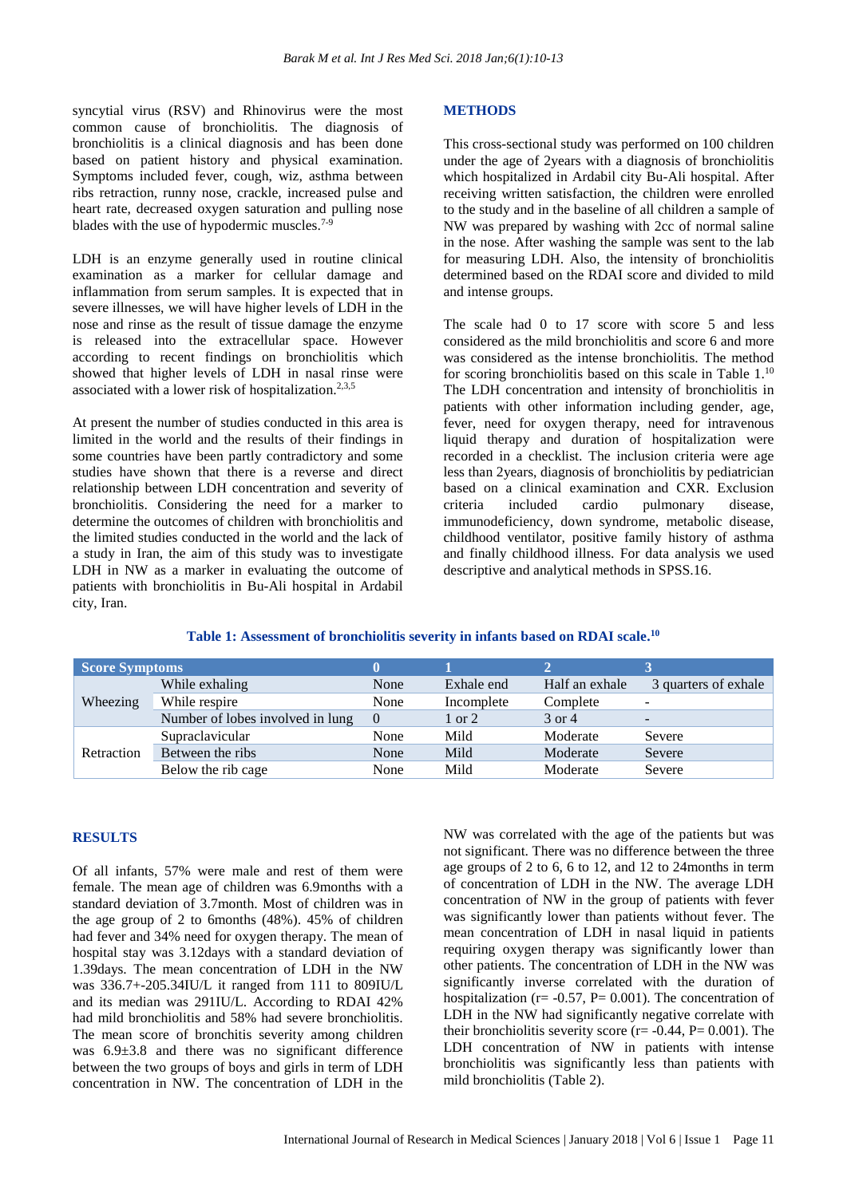syncytial virus (RSV) and Rhinovirus were the most common cause of bronchiolitis. The diagnosis of bronchiolitis is a clinical diagnosis and has been done based on patient history and physical examination. Symptoms included fever, cough, wiz, asthma between ribs retraction, runny nose, crackle, increased pulse and heart rate, decreased oxygen saturation and pulling nose blades with the use of hypodermic muscles.[7-9]

LDH is an enzyme generally used in routine clinical examination as a marker for cellular damage and inflammation from serum samples. It is expected that in severe illnesses, we will have higher levels of LDH in the nose and rinse as the result of tissue damage the enzyme is released into the extracellular space. However according to recent findings on bronchiolitis which showed that higher levels of LDH in nasal rinse were associated with a lower risk of hospitalization.[2,3,5]

At present the number of studies conducted in this area is limited in the world and the results of their findings in some countries have been partly contradictory and some studies have shown that there is a reverse and direct relationship between LDH concentration and severity of bronchiolitis. Considering the need for a marker to determine the outcomes of children with bronchiolitis and the limited studies conducted in the world and the lack of a study in Iran, the aim of this study was to investigate LDH in NW as a marker in evaluating the outcome of patients with bronchiolitis in Bu-Ali hospital in Ardabil city, Iran.

## METHODS

This cross-sectional study was performed on 100 children under the age of 2years with a diagnosis of bronchiolitis which hospitalized in Ardabil city Bu-Ali hospital. After receiving written satisfaction, the children were enrolled to the study and in the baseline of all children a sample of NW was prepared by washing with 2cc of normal saline in the nose. After washing the sample was sent to the lab for measuring LDH. Also, the intensity of bronchiolitis determined based on the RDAI score and divided to mild and intense groups.

The scale had 0 to 17 score with score 5 and less considered as the mild bronchiolitis and score 6 and more was considered as the intense bronchiolitis. The method for scoring bronchiolitis based on this scale in Table 1.[10] The LDH concentration and intensity of bronchiolitis in patients with other information including gender, age, fever, need for oxygen therapy, need for intravenous liquid therapy and duration of hospitalization were recorded in a checklist. The inclusion criteria were age less than 2years, diagnosis of bronchiolitis by pediatrician based on a clinical examination and CXR. Exclusion criteria included cardio pulmonary disease, immunodeficiency, down syndrome, metabolic disease, childhood ventilator, positive family history of asthma and finally childhood illness. For data analysis we used descriptive and analytical methods in SPSS.16.

**Table 1: Assessment of bronchiolitis severity in infants based on RDAI scale.[10]**

| Score Symptoms | | 0 | 1 | 2 | 3 |
|---|---|---|---|---|---|
| Wheezing | While exhaling | None | Exhale end | Half an exhale | 3 quarters of exhale |
| | While respire | None | Incomplete | Complete | - |
| | Number of lobes involved in lung | 0 | 1 or 2 | 3 or 4 | - |
| Retraction | Supraclavicular | None | Mild | Moderate | Severe |
| | Between the ribs | None | Mild | Moderate | Severe |
| | Below the rib cage | None | Mild | Moderate | Severe |

## RESULTS

Of all infants, 57% were male and rest of them were female. The mean age of children was 6.9months with a standard deviation of 3.7month. Most of children was in the age group of 2 to 6months (48%). 45% of children had fever and 34% need for oxygen therapy. The mean of hospital stay was 3.12days with a standard deviation of 1.39days. The mean concentration of LDH in the NW was 336.7+-205.34IU/L it ranged from 111 to 809IU/L and its median was 291IU/L. According to RDAI 42% had mild bronchiolitis and 58% had severe bronchiolitis. The mean score of bronchitis severity among children was 6.9±3.8 and there was no significant difference between the two groups of boys and girls in term of LDH concentration in NW. The concentration of LDH in the NW was correlated with the age of the patients but was not significant. There was no difference between the three age groups of 2 to 6, 6 to 12, and 12 to 24months in term of concentration of LDH in the NW. The average LDH concentration of NW in the group of patients with fever was significantly lower than patients without fever. The mean concentration of LDH in nasal liquid in patients requiring oxygen therapy was significantly lower than other patients. The concentration of LDH in the NW was significantly inverse correlated with the duration of hospitalization ($r = -0.57$, $P = 0.001$). The concentration of LDH in the NW had significantly negative correlate with their bronchiolitis severity score ($r = -0.44$, $P = 0.001$). The LDH concentration of NW in patients with intense bronchiolitis was significantly less than patients with mild bronchiolitis (Table 2).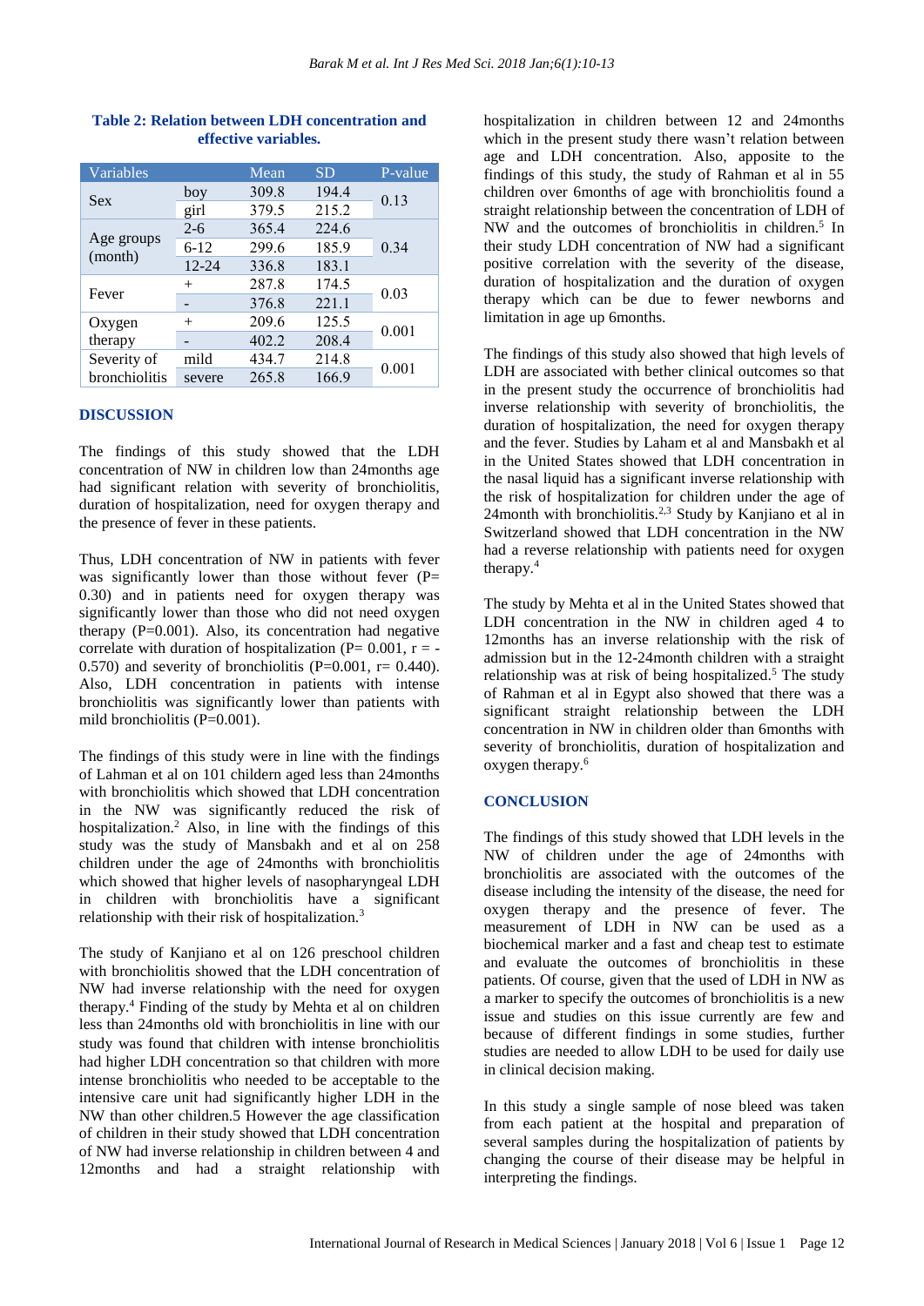**Table 2: Relation between LDH concentration and effective variables.**

| Variables | | Mean | SD | P-value |
|---|---|---|---|---|
| Sex | boy | 309.8 | 194.4 | 0.13 |
| | girl | 379.5 | 215.2 | |
| Age groups (month) | 2-6 | 365.4 | 224.6 | 0.34 |
| | 6-12 | 299.6 | 185.9 | |
| | 12-24 | 336.8 | 183.1 | |
| Fever | + | 287.8 | 174.5 | 0.03 |
| | - | 376.8 | 221.1 | |
| Oxygen therapy | + | 209.6 | 125.5 | 0.001 |
| | - | 402.2 | 208.4 | |
| Severity of bronchiolitis | mild | 434.7 | 214.8 | 0.001 |
| | severe | 265.8 | 166.9 | |

## DISCUSSION

The findings of this study showed that the LDH concentration of NW in children low than 24months age had significant relation with severity of bronchiolitis, duration of hospitalization, need for oxygen therapy and the presence of fever in these patients.

Thus, LDH concentration of NW in patients with fever was significantly lower than those without fever (P= 0.30) and in patients need for oxygen therapy was significantly lower than those who did not need oxygen therapy (P=0.001). Also, its concentration had negative correlate with duration of hospitalization (P= 0.001, r = -0.570) and severity of bronchiolitis (P=0.001, r= 0.440). Also, LDH concentration in patients with intense bronchiolitis was significantly lower than patients with mild bronchiolitis (P=0.001).

The findings of this study were in line with the findings of Lahman et al on 101 childern aged less than 24months with bronchiolitis which showed that LDH concentration in the NW was significantly reduced the risk of hospitalization.[2] Also, in line with the findings of this study was the study of Mansbakh and et al on 258 children under the age of 24months with bronchiolitis which showed that higher levels of nasopharyngeal LDH in children with bronchiolitis have a significant relationship with their risk of hospitalization.[3]

The study of Kanjiano et al on 126 preschool children with bronchiolitis showed that the LDH concentration of NW had inverse relationship with the need for oxygen therapy.[4] Finding of the study by Mehta et al on children less than 24months old with bronchiolitis in line with our study was found that children with intense bronchiolitis had higher LDH concentration so that children with more intense bronchiolitis who needed to be acceptable to the intensive care unit had significantly higher LDH in the NW than other children.5 However the age classification of children in their study showed that LDH concentration of NW had inverse relationship in children between 4 and 12months and had a straight relationship with hospitalization in children between 12 and 24months which in the present study there wasn't relation between age and LDH concentration. Also, apposite to the findings of this study, the study of Rahman et al in 55 children over 6months of age with bronchiolitis found a straight relationship between the concentration of LDH of NW and the outcomes of bronchiolitis in children.[5] In their study LDH concentration of NW had a significant positive correlation with the severity of the disease, duration of hospitalization and the duration of oxygen therapy which can be due to fewer newborns and limitation in age up 6months.

The findings of this study also showed that high levels of LDH are associated with bether clinical outcomes so that in the present study the occurrence of bronchiolitis had inverse relationship with severity of bronchiolitis, the duration of hospitalization, the need for oxygen therapy and the fever. Studies by Laham et al and Mansbakh et al in the United States showed that LDH concentration in the nasal liquid has a significant inverse relationship with the risk of hospitalization for children under the age of 24month with bronchiolitis.[2,3] Study by Kanjiano et al in Switzerland showed that LDH concentration in the NW had a reverse relationship with patients need for oxygen therapy.[4]

The study by Mehta et al in the United States showed that LDH concentration in the NW in children aged 4 to 12months has an inverse relationship with the risk of admission but in the 12-24month children with a straight relationship was at risk of being hospitalized.[5] The study of Rahman et al in Egypt also showed that there was a significant straight relationship between the LDH concentration in NW in children older than 6months with severity of bronchiolitis, duration of hospitalization and oxygen therapy.[6]

## CONCLUSION

The findings of this study showed that LDH levels in the NW of children under the age of 24months with bronchiolitis are associated with the outcomes of the disease including the intensity of the disease, the need for oxygen therapy and the presence of fever. The measurement of LDH in NW can be used as a biochemical marker and a fast and cheap test to estimate and evaluate the outcomes of bronchiolitis in these patients. Of course, given that the used of LDH in NW as a marker to specify the outcomes of bronchiolitis is a new issue and studies on this issue currently are few and because of different findings in some studies, further studies are needed to allow LDH to be used for daily use in clinical decision making.

In this study a single sample of nose bleed was taken from each patient at the hospital and preparation of several samples during the hospitalization of patients by changing the course of their disease may be helpful in interpreting the findings.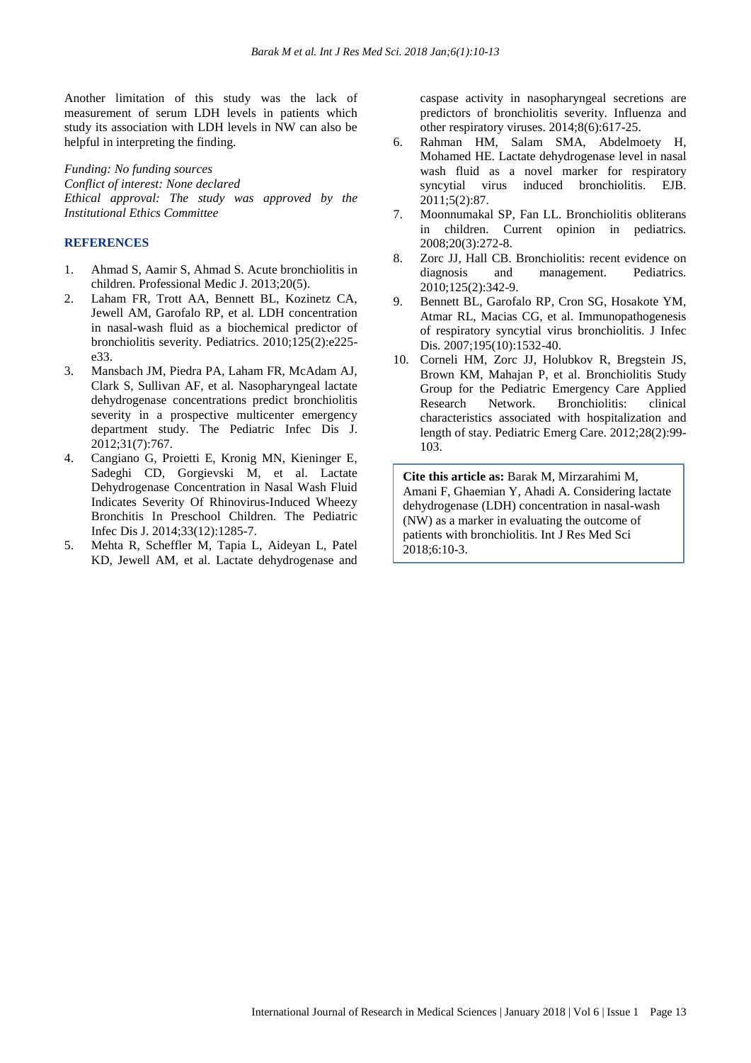Another limitation of this study was the lack of measurement of serum LDH levels in patients which study its association with LDH levels in NW can also be helpful in interpreting the finding.

*Funding: No funding sources*
*Conflict of interest: None declared*
*Ethical approval: The study was approved by the Institutional Ethics Committee*

## REFERENCES

1. Ahmad S, Aamir S, Ahmad S. Acute bronchiolitis in children. Professional Medic J. 2013;20(5).
2. Laham FR, Trott AA, Bennett BL, Kozinetz CA, Jewell AM, Garofalo RP, et al. LDH concentration in nasal-wash fluid as a biochemical predictor of bronchiolitis severity. Pediatrics. 2010;125(2):e225-e33.
3. Mansbach JM, Piedra PA, Laham FR, McAdam AJ, Clark S, Sullivan AF, et al. Nasopharyngeal lactate dehydrogenase concentrations predict bronchiolitis severity in a prospective multicenter emergency department study. The Pediatric Infec Dis J. 2012;31(7):767.
4. Cangiano G, Proietti E, Kronig MN, Kieninger E, Sadeghi CD, Gorgievski M, et al. Lactate Dehydrogenase Concentration in Nasal Wash Fluid Indicates Severity Of Rhinovirus-Induced Wheezy Bronchitis In Preschool Children. The Pediatric Infec Dis J. 2014;33(12):1285-7.
5. Mehta R, Scheffler M, Tapia L, Aideyan L, Patel KD, Jewell AM, et al. Lactate dehydrogenase and caspase activity in nasopharyngeal secretions are predictors of bronchiolitis severity. Influenza and other respiratory viruses. 2014;8(6):617-25.
6. Rahman HM, Salam SMA, Abdelmoety H, Mohamed HE. Lactate dehydrogenase level in nasal wash fluid as a novel marker for respiratory syncytial virus induced bronchiolitis. EJB. 2011;5(2):87.
7. Moonnumakal SP, Fan LL. Bronchiolitis obliterans in children. Current opinion in pediatrics. 2008;20(3):272-8.
8. Zorc JJ, Hall CB. Bronchiolitis: recent evidence on diagnosis and management. Pediatrics. 2010;125(2):342-9.
9. Bennett BL, Garofalo RP, Cron SG, Hosakote YM, Atmar RL, Macias CG, et al. Immunopathogenesis of respiratory syncytial virus bronchiolitis. J Infec Dis. 2007;195(10):1532-40.
10. Corneli HM, Zorc JJ, Holubkov R, Bregstein JS, Brown KM, Mahajan P, et al. Bronchiolitis Study Group for the Pediatric Emergency Care Applied Research Network. Bronchiolitis: clinical characteristics associated with hospitalization and length of stay. Pediatric Emerg Care. 2012;28(2):99-103.

**Cite this article as:** Barak M, Mirzarahimi M, Amani F, Ghaemian Y, Ahadi A. Considering lactate dehydrogenase (LDH) concentration in nasal-wash (NW) as a marker in evaluating the outcome of patients with bronchiolitis. Int J Res Med Sci 2018;6:10-3.